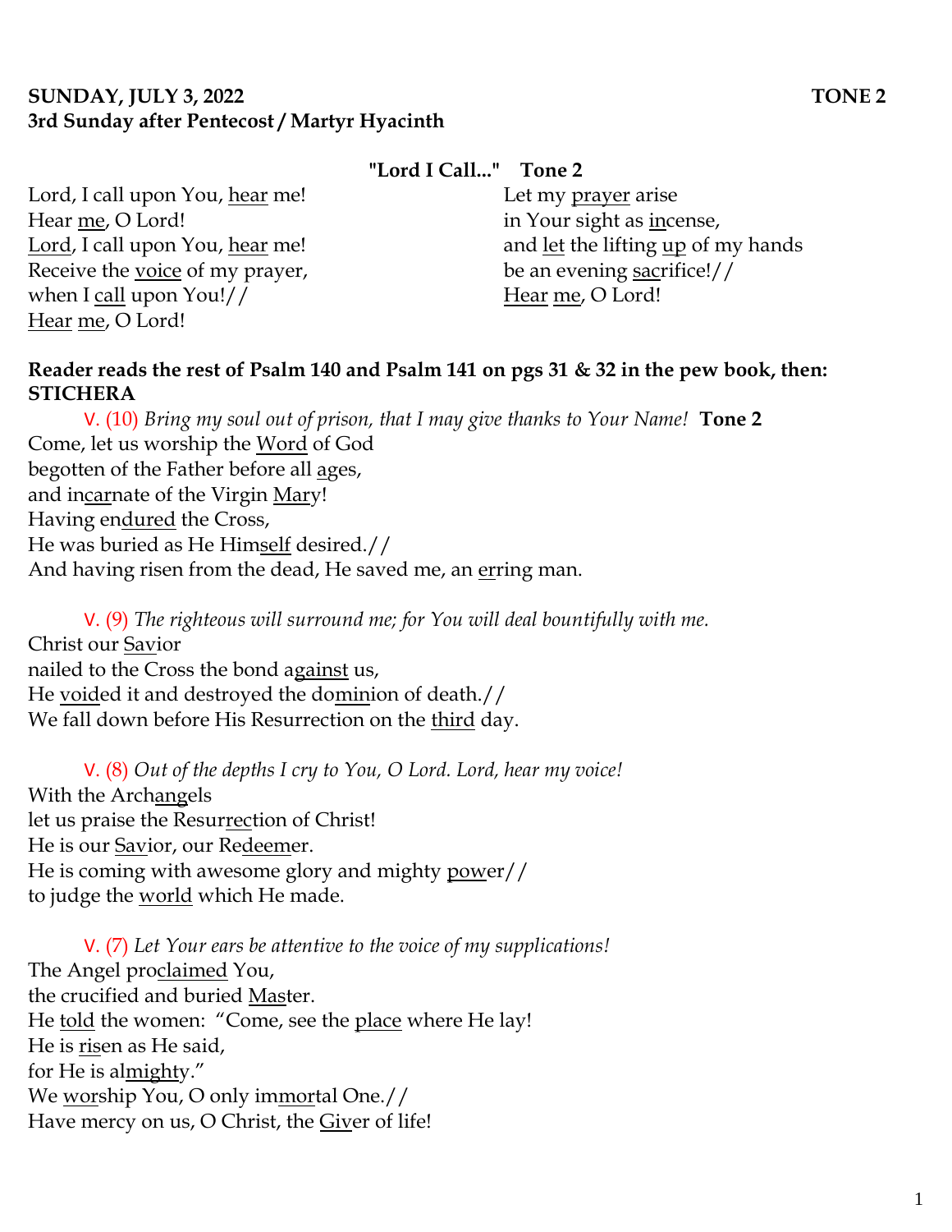**SUNDAY, JULY 3, 2022** **TONE 2**
**3rd Sunday after Pentecost / Martyr Hyacinth**

**"Lord I Call..." Tone 2**

Lord, I call upon You, <u>hear</u> me!
Hear <u>me</u>, O Lord!
<u>Lord</u>, I call upon You, <u>hear</u> me!
Receive the <u>voice</u> of my prayer,
when I <u>call</u> upon You!//
<u>Hear</u> <u>me</u>, O Lord!

Let my <u>prayer</u> arise
in Your sight as <u>in</u>cense,
and <u>let</u> the lifting <u>up</u> of my hands
be an evening <u>sac</u>rifice!//
<u>Hear</u> <u>me</u>, O Lord!

**Reader reads the rest of Psalm 140 and Psalm 141 on pgs 31 & 32 in the pew book, then:**
**STICHERA**

V. (10) *Bring my soul out of prison, that I may give thanks to Your Name!* **Tone 2**
Come, let us worship the <u>Word</u> of God
begotten of the Father before all <u>ages</u>,
and in<u>car</u>nate of the Virgin <u>Mary</u>!
Having en<u>dured</u> the Cross,
He was buried as He Him<u>self</u> desired.//
And having risen from the dead, He saved me, an <u>er</u>ring man.

V. (9) *The righteous will surround me; for You will deal bountifully with me.*
Christ our <u>Sav</u>ior
nailed to the Cross the bond a<u>gainst</u> us,
He <u>void</u>ed it and destroyed the do<u>min</u>ion of death.//
We fall down before His Resurrection on the <u>third</u> day.

V. (8) *Out of the depths I cry to You, O Lord. Lord, hear my voice!*
With the Arch<u>ang</u>els
let us praise the Resur<u>rec</u>tion of Christ!
He is our <u>Sav</u>ior, our Re<u>deem</u>er.
He is coming with awesome glory and mighty <u>pow</u>er//
to judge the <u>world</u> which He made.

V. (7) *Let Your ears be attentive to the voice of my supplications!*
The Angel pro<u>claimed</u> You,
the crucified and buried <u>Mas</u>ter.
He <u>told</u> the women: "Come, see the <u>place</u> where He lay!
He is <u>ris</u>en as He said,
for He is al<u>mighty</u>."
We <u>wor</u>ship You, O only im<u>mor</u>tal One.//
Have mercy on us, O Christ, the <u>Giv</u>er of life!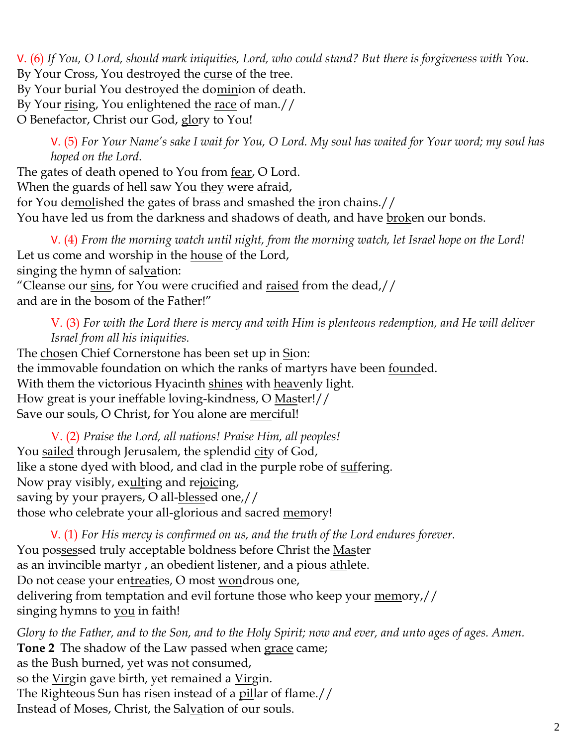V. (6) *If You, O Lord, should mark iniquities, Lord, who could stand? But there is forgiveness with You.*
By Your Cross, You destroyed the <u>curse</u> of the tree.
By Your burial You destroyed the do<u>min</u>ion of death.
By Your <u>ris</u>ing, You enlightened the <u>race</u> of man.//
O Benefactor, Christ our God, <u>glo</u>ry to You!

V. (5) *For Your Name's sake I wait for You, O Lord. My soul has waited for Your word; my soul has hoped on the Lord.*
The gates of death opened to You from <u>fear</u>, O Lord.
When the guards of hell saw You <u>they</u> were afraid,
for You de<u>mol</u>ished the gates of brass and smashed the <u>i</u>ron chains.//
You have led us from the darkness and shadows of death, and have <u>brok</u>en our bonds.

V. (4) *From the morning watch until night, from the morning watch, let Israel hope on the Lord!*
Let us come and worship in the <u>house</u> of the Lord,
singing the hymn of sal<u>va</u>tion:
"Cleanse our <u>sins</u>, for You were crucified and <u>raised</u> from the dead,//
and are in the bosom of the <u>Fa</u>ther!"

V. (3) *For with the Lord there is mercy and with Him is plenteous redemption, and He will deliver Israel from all his iniquities.*
The <u>chos</u>en Chief Cornerstone has been set up in <u>Si</u>on:
the immovable foundation on which the ranks of martyrs have been <u>found</u>ed.
With them the victorious Hyacinth <u>shines</u> with <u>heav</u>enly light.
How great is your ineffable loving-kindness, O <u>Mas</u>ter!//
Save our souls, O Christ, for You alone are <u>mer</u>ciful!

V. (2) *Praise the Lord, all nations! Praise Him, all peoples!*
You <u>sailed</u> through Jerusalem, the splendid <u>cit</u>y of God,
like a stone dyed with blood, and clad in the purple robe of <u>suf</u>fering.
Now pray visibly, ex<u>ult</u>ing and re<u>joic</u>ing,
saving by your prayers, O all-<u>bless</u>ed one,//
those who celebrate your all-glorious and sacred <u>mem</u>ory!

V. (1) *For His mercy is confirmed on us, and the truth of the Lord endures forever.*
You pos<u>ses</u>sed truly acceptable boldness before Christ the <u>Mas</u>ter
as an invincible martyr , an obedient listener, and a pious <u>ath</u>lete.
Do not cease your en<u>trea</u>ties, O most <u>won</u>drous one,
delivering from temptation and evil fortune those who keep your <u>mem</u>ory,//
singing hymns to <u>you</u> in faith!

*Glory to the Father, and to the Son, and to the Holy Spirit; now and ever, and unto ages of ages. Amen.*
**Tone 2** The shadow of the Law passed when <u>grace</u> came;
as the Bush burned, yet was <u>not</u> consumed,
so the <u>Vir</u>gin gave birth, yet remained a <u>Vir</u>gin.
The Righteous Sun has risen instead of a <u>pil</u>lar of flame.//
Instead of Moses, Christ, the Sal<u>va</u>tion of our souls.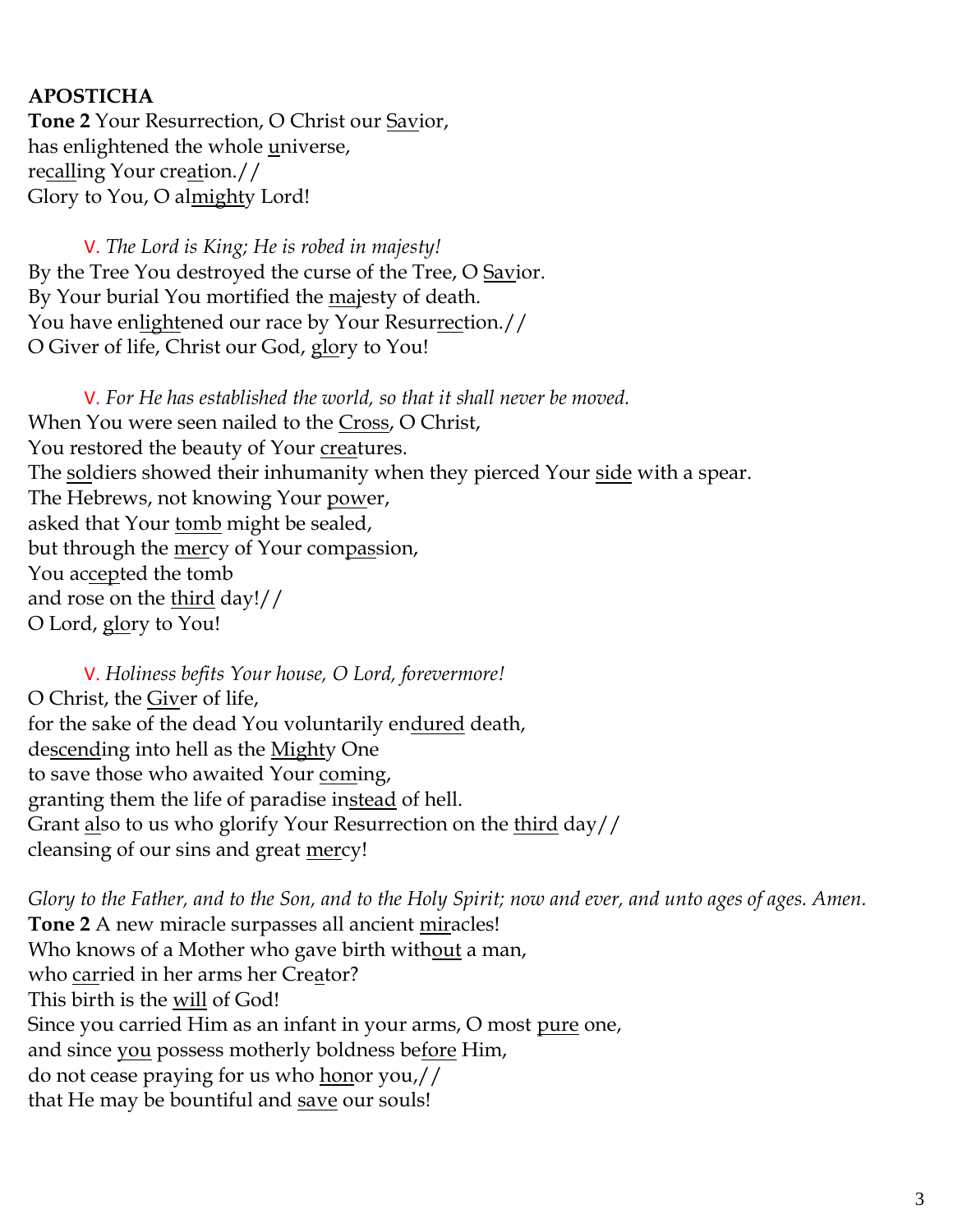**APOSTICHA**

**Tone 2** Your Resurrection, O Christ our Savior,
has enlightened the whole universe,
recalling Your creation.//
Glory to You, O almighty Lord!

V. *The Lord is King; He is robed in majesty!*
By the Tree You destroyed the curse of the Tree, O Savior.
By Your burial You mortified the majesty of death.
You have enlightened our race by Your Resurrection.//
O Giver of life, Christ our God, glory to You!

V. *For He has established the world, so that it shall never be moved.*
When You were seen nailed to the Cross, O Christ,
You restored the beauty of Your creatures.
The soldiers showed their inhumanity when they pierced Your side with a spear.
The Hebrews, not knowing Your power,
asked that Your tomb might be sealed,
but through the mercy of Your compassion,
You accepted the tomb
and rose on the third day!//
O Lord, glory to You!

V. *Holiness befits Your house, O Lord, forevermore!*
O Christ, the Giver of life,
for the sake of the dead You voluntarily endured death,
descending into hell as the Mighty One
to save those who awaited Your coming,
granting them the life of paradise instead of hell.
Grant also to us who glorify Your Resurrection on the third day//
cleansing of our sins and great mercy!

*Glory to the Father, and to the Son, and to the Holy Spirit; now and ever, and unto ages of ages. Amen.*
**Tone 2** A new miracle surpasses all ancient miracles!
Who knows of a Mother who gave birth without a man,
who carried in her arms her Creator?
This birth is the will of God!
Since you carried Him as an infant in your arms, O most pure one,
and since you possess motherly boldness before Him,
do not cease praying for us who honor you,//
that He may be bountiful and save our souls!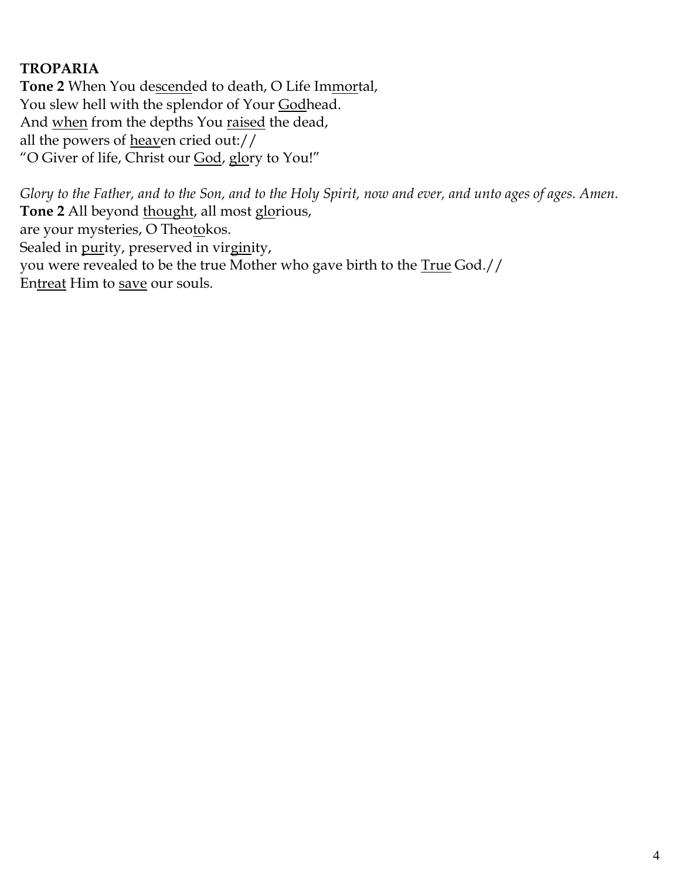**TROPARIA**

**Tone 2** When You de<u>scend</u>ed to death, O Life Im<u>mor</u>tal,
You slew hell with the splendor of Your <u>God</u>head.
And <u>when</u> from the depths You <u>raised</u> the dead,
all the powers of <u>heav</u>en cried out://
"O Giver of life, Christ our <u>God</u>, <u>glo</u>ry to You!"

*Glory to the Father, and to the Son, and to the Holy Spirit, now and ever, and unto ages of ages. Amen.*

**Tone 2** All beyond <u>thought</u>, all most <u>glo</u>rious,
are your mysteries, O Theo<u>to</u>kos.
Sealed in <u>pur</u>ity, preserved in vir<u>gin</u>ity,
you were revealed to be the true Mother who gave birth to the <u>True</u> God.//
En<u>treat</u> Him to <u>save</u> our souls.